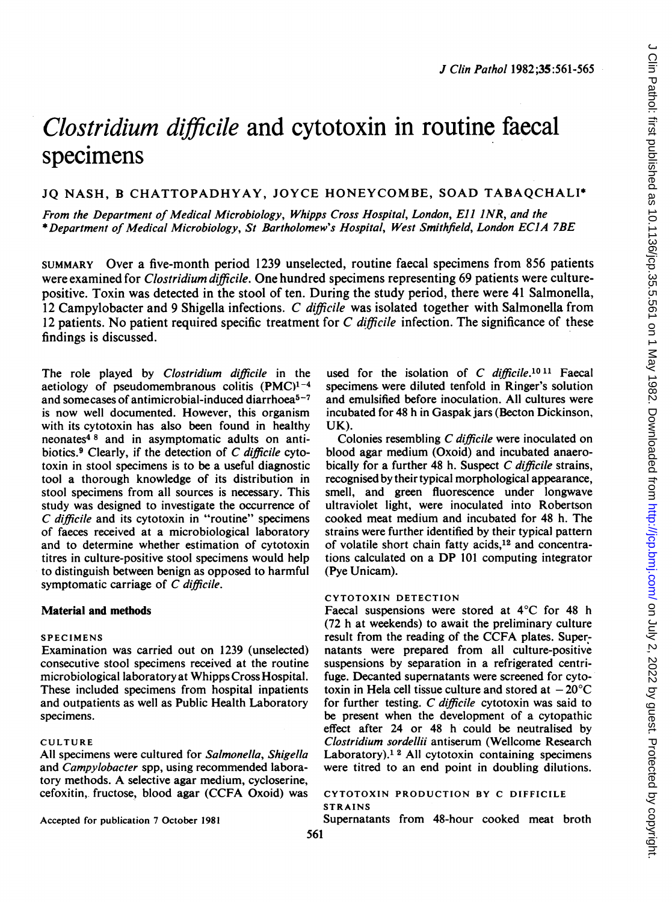# *Clostridium difficile* and cytotoxin in routine faecal specimens

JQ NASH, B CHATTOPADHYAY, JOYCE HONEYCOMBE, SOAD TABAQCHALI*

From the Department of Medical Microbiology, Whipps Cross Hospital, London, E11 1NR, and the *Department of Medical Microbiology, St Bartholomew's Hospital, West Smithfield, London EC1A 7BE

SUMMARY Over a five-month period 1239 unselected, routine faecal specimens from 856 patients were examined for *Clostridium difficile*. One hundred specimens representing 69 patients were culture-positive. Toxin was detected in the stool of ten. During the study period, there were 41 Salmonella, 12 Campylobacter and 9 Shigella infections. *C difficile* was isolated together with Salmonella from 12 patients. No patient required specific treatment for *C difficile* infection. The significance of these findings is discussed.

The role played by *Clostridium difficile* in the aetiology of pseudomembranous colitis (PMC)[1-4] and some cases of antimicrobial-induced diarrhoea[5-7] is now well documented. However, this organism with its cytotoxin has also been found in healthy neonates[4 8] and in asymptomatic adults on antibiotics.[9] Clearly, if the detection of *C difficile* cytotoxin in stool specimens is to be a useful diagnostic tool a thorough knowledge of its distribution in stool specimens from all sources is necessary. This study was designed to investigate the occurrence of *C difficile* and its cytotoxin in "routine" specimens of faeces received at a microbiological laboratory and to determine whether estimation of cytotoxin titres in culture-positive stool specimens would help to distinguish between benign as opposed to harmful symptomatic carriage of *C difficile*.

## Material and methods

### SPECIMENS

Examination was carried out on 1239 (unselected) consecutive stool specimens received at the routine microbiological laboratory at Whipps Cross Hospital. These included specimens from hospital inpatients and outpatients as well as Public Health Laboratory specimens.

### CULTURE

All specimens were cultured for *Salmonella*, *Shigella* and *Campylobacter* spp, using recommended laboratory methods. A selective agar medium, cycloserine, cefoxitin, fructose, blood agar (CCFA Oxoid) was used for the isolation of *C difficile*.[10 11] Faecal specimens were diluted tenfold in Ringer's solution and emulsified before inoculation. All cultures were incubated for 48 h in Gaspak jars (Becton Dickinson, UK).

Colonies resembling *C difficile* were inoculated on blood agar medium (Oxoid) and incubated anaerobically for a further 48 h. Suspect *C difficile* strains, recognised by their typical morphological appearance, smell, and green fluorescence under longwave ultraviolet light, were inoculated into Robertson cooked meat medium and incubated for 48 h. The strains were further identified by their typical pattern of volatile short chain fatty acids,[12] and concentrations calculated on a DP 101 computing integrator (Pye Unicam).

### CYTOTOXIN DETECTION

Faecal suspensions were stored at 4°C for 48 h (72 h at weekends) to await the preliminary culture result from the reading of the CCFA plates. Supernatants were prepared from all culture-positive suspensions by separation in a refrigerated centrifuge. Decanted supernatants were screened for cytotoxin in Hela cell tissue culture and stored at −20°C for further testing. *C difficile* cytotoxin was said to be present when the development of a cytopathic effect after 24 or 48 h could be neutralised by *Clostridium sordellii* antiserum (Wellcome Research Laboratory).[1 2] All cytotoxin containing specimens were titred to an end point in doubling dilutions.

### CYTOTOXIN PRODUCTION BY C DIFFICILE STRAINS

Supernatants from 48-hour cooked meat broth

Accepted for publication 7 October 1981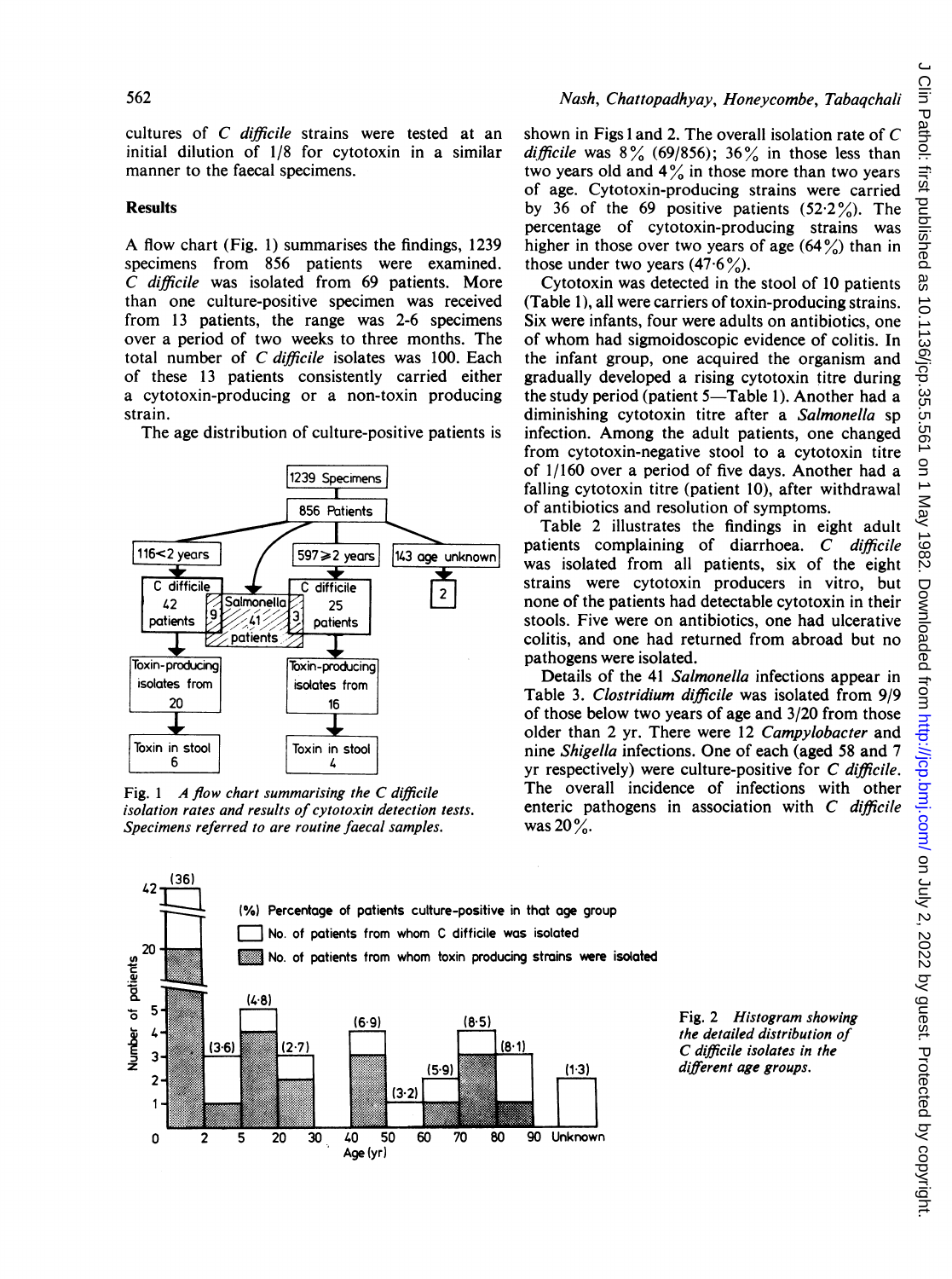cultures of *C difficile* strains were tested at an initial dilution of 1/8 for cytotoxin in a similar manner to the faecal specimens.

## Results

A flow chart (Fig. 1) summarises the findings, 1239 specimens from 856 patients were examined. *C difficile* was isolated from 69 patients. More than one culture-positive specimen was received from 13 patients, the range was 2-6 specimens over a period of two weeks to three months. The total number of *C difficile* isolates was 100. Each of these 13 patients consistently carried either a cytotoxin-producing or a non-toxin producing strain.

The age distribution of culture-positive patients is shown in Figs 1 and 2. The overall isolation rate of *C difficile* was 8% (69/856); 36% in those less than two years old and 4% in those more than two years of age. Cytotoxin-producing strains were carried by 36 of the 69 positive patients (52·2%). The percentage of cytotoxin-producing strains was higher in those over two years of age (64%) than in those under two years (47·6%).

Cytotoxin was detected in the stool of 10 patients (Table 1), all were carriers of toxin-producing strains. Six were infants, four were adults on antibiotics, one of whom had sigmoidoscopic evidence of colitis. In the infant group, one acquired the organism and gradually developed a rising cytotoxin titre during the study period (patient 5—Table 1). Another had a diminishing cytotoxin titre after a *Salmonella* sp infection. Among the adult patients, one changed from cytotoxin-negative stool to a cytotoxin titre of 1/160 over a period of five days. Another had a falling cytotoxin titre (patient 10), after withdrawal of antibiotics and resolution of symptoms.

Table 2 illustrates the findings in eight adult patients complaining of diarrhoea. *C difficile* was isolated from all patients, six of the eight strains were cytotoxin producers in vitro, but none of the patients had detectable cytotoxin in their stools. Five were on antibiotics, one had ulcerative colitis, and one had returned from abroad but no pathogens were isolated.

Details of the 41 *Salmonella* infections appear in Table 3. *Clostridium difficile* was isolated from 9/9 of those below two years of age and 3/20 from those older than 2 yr. There were 12 *Campylobacter* and nine *Shigella* infections. One of each (aged 58 and 7 yr respectively) were culture-positive for *C difficile*. The overall incidence of infections with other enteric pathogens in association with *C difficile* was 20%.

Fig. 1 *A flow chart summarising the C difficile isolation rates and results of cytotoxin detection tests. Specimens referred to are routine faecal samples.*

Fig. 2 *Histogram showing the detailed distribution of C difficile isolates in the different age groups.*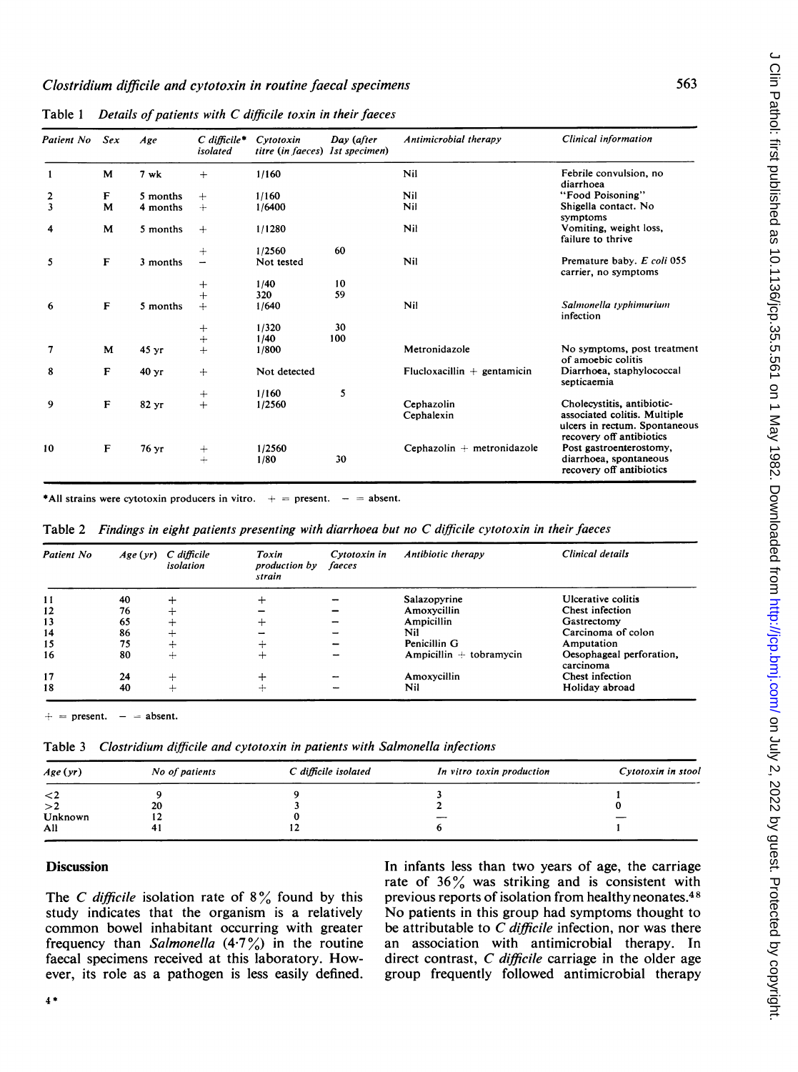Table 1 *Details of patients with C difficile toxin in their faeces*

| Patient No | Sex | Age | *C difficile** isolated | Cytotoxin titre (in faeces) | Day (after 1st specimen) | Antimicrobial therapy | Clinical information |
|---|---|---|---|---|---|---|---|
| 1 | M | 7 wk | + | 1/160 | | Nil | Febrile convulsion, no diarrhoea |
| 2 | F | 5 months | + | 1/160 | | Nil | "Food Poisoning" |
| 3 | M | 4 months | + | 1/6400 | | Nil | Shigella contact. No symptoms |
| 4 | M | 5 months | + | 1/1280 | | Nil | Vomiting, weight loss, failure to thrive |
| | | | + | 1/2560 | 60 | | |
| 5 | F | 3 months | − | Not tested | | Nil | Premature baby. *E coli* 055 carrier, no symptoms |
| | | | + | 1/40 | 10 | | |
| | | | + | 320 | 59 | | |
| 6 | F | 5 months | + | 1/640 | | Nil | *Salmonella typhimurium* infection |
| | | | + | 1/320 | 30 | | |
| | | | + | 1/40 | 100 | | |
| 7 | M | 45 yr | + | 1/800 | | Metronidazole | No symptoms, post treatment of amoebic colitis |
| 8 | F | 40 yr | + | Not detected | | Flucloxacillin + gentamicin | Diarrhoea, staphylococcal septicaemia |
| | | | + | 1/160 | 5 | | |
| 9 | F | 82 yr | + | 1/2560 | | Cephazolin Cephalexin | Cholecystitis, antibiotic-associated colitis. Multiple ulcers in rectum. Spontaneous recovery off antibiotics |
| 10 | F | 76 yr | + | 1/2560 | | Cephazolin + metronidazole | Post gastroenterostomy, diarrhoea, spontaneous recovery off antibiotics |
| | | | + | 1/80 | 30 | | |

*All strains were cytotoxin producers in vitro. + = present. − = absent.

Table 2 *Findings in eight patients presenting with diarrhoea but no C difficile cytotoxin in their faeces*

| Patient No | Age (yr) | *C difficile* isolation | Toxin production by strain | Cytotoxin in faeces | Antibiotic therapy | Clinical details |
|---|---|---|---|---|---|---|
| 11 | 40 | + | + | − | Salazopyrine | Ulcerative colitis |
| 12 | 76 | + | − | − | Amoxycillin | Chest infection |
| 13 | 65 | + | + | − | Ampicillin | Gastrectomy |
| 14 | 86 | + | − | − | Nil | Carcinoma of colon |
| 15 | 75 | + | + | − | Penicillin G | Amputation |
| 16 | 80 | + | + | − | Ampicillin + tobramycin | Oesophageal perforation, carcinoma |
| 17 | 24 | + | + | − | Amoxycillin | Chest infection |
| 18 | 40 | + | + | − | Nil | Holiday abroad |

+ = present. − = absent.

Table 3 *Clostridium difficile and cytotoxin in patients with Salmonella infections*

| Age (yr) | No of patients | *C difficile* isolated | In vitro toxin production | Cytotoxin in stool |
|---|---|---|---|---|
| <2 | 9 | 9 | 3 | 1 |
| >2 | 20 | 3 | 2 | 0 |
| Unknown | 12 | 0 | — | — |
| All | 41 | 12 | 6 | 1 |

## Discussion

The *C difficile* isolation rate of 8% found by this study indicates that the organism is a relatively common bowel inhabitant with greater frequency than *Salmonella* (4·7%) in the routine faecal specimens received at this laboratory. However, its role as a pathogen is less easily defined. In infants less than two years of age, the carriage rate of 36% was striking and is consistent with previous reports of isolation from healthy neonates.[4 8] No patients in this group had symptoms thought to be attributable to *C difficile* infection, nor was there an association with antimicrobial therapy. In direct contrast, *C difficile* carriage in the older age group frequently followed antimicrobial therapy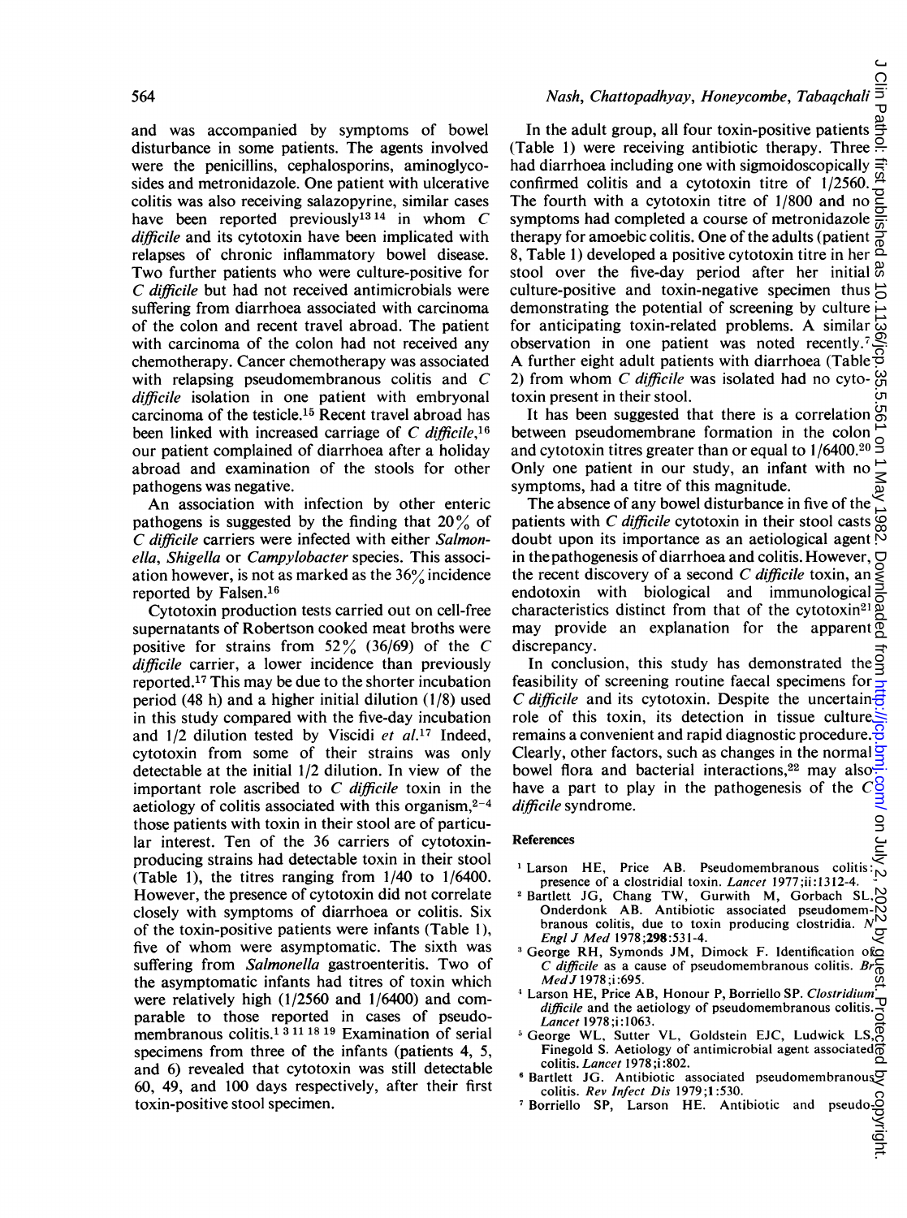and was accompanied by symptoms of bowel disturbance in some patients. The agents involved were the penicillins, cephalosporins, aminoglycosides and metronidazole. One patient with ulcerative colitis was also receiving salazopyrine, similar cases have been reported previously[13 14] in whom *C difficile* and its cytotoxin have been implicated with relapses of chronic inflammatory bowel disease. Two further patients who were culture-positive for *C difficile* but had not received antimicrobials were suffering from diarrhoea associated with carcinoma of the colon and recent travel abroad. The patient with carcinoma of the colon had not received any chemotherapy. Cancer chemotherapy was associated with relapsing pseudomembranous colitis and *C difficile* isolation in one patient with embryonal carcinoma of the testicle.[15] Recent travel abroad has been linked with increased carriage of *C difficile*,[16] our patient complained of diarrhoea after a holiday abroad and examination of the stools for other pathogens was negative.

An association with infection by other enteric pathogens is suggested by the finding that 20% of *C difficile* carriers were infected with either *Salmonella*, *Shigella* or *Campylobacter* species. This association however, is not as marked as the 36% incidence reported by Falsen.[16]

Cytotoxin production tests carried out on cell-free supernatants of Robertson cooked meat broths were positive for strains from 52% (36/69) of the *C difficile* carrier, a lower incidence than previously reported.[17] This may be due to the shorter incubation period (48 h) and a higher initial dilution (1/8) used in this study compared with the five-day incubation and 1/2 dilution tested by Viscidi *et al.*[17] Indeed, cytotoxin from some of their strains was only detectable at the initial 1/2 dilution. In view of the important role ascribed to *C difficile* toxin in the aetiology of colitis associated with this organism,[2–4] those patients with toxin in their stool are of particular interest. Ten of the 36 carriers of cytotoxin-producing strains had detectable toxin in their stool (Table 1), the titres ranging from 1/40 to 1/6400. However, the presence of cytotoxin did not correlate closely with symptoms of diarrhoea or colitis. Six of the toxin-positive patients were infants (Table 1), five of whom were asymptomatic. The sixth was suffering from *Salmonella* gastroenteritis. Two of the asymptomatic infants had titres of toxin which were relatively high (1/2560 and 1/6400) and comparable to those reported in cases of pseudomembranous colitis.[1 3 11 18 19] Examination of serial specimens from three of the infants (patients 4, 5, and 6) revealed that cytotoxin was still detectable 60, 49, and 100 days respectively, after their first toxin-positive stool specimen.

In the adult group, all four toxin-positive patients (Table 1) were receiving antibiotic therapy. Three had diarrhoea including one with sigmoidoscopically confirmed colitis and a cytotoxin titre of 1/2560. The fourth with a cytotoxin titre of 1/800 and no symptoms had completed a course of metronidazole therapy for amoebic colitis. One of the adults (patient 8, Table 1) developed a positive cytotoxin titre in her stool over the five-day period after her initial culture-positive and toxin-negative specimen thus demonstrating the potential of screening by culture for anticipating toxin-related problems. A similar observation in one patient was noted recently.[7] A further eight adult patients with diarrhoea (Table 2) from whom *C difficile* was isolated had no cytotoxin present in their stool.

It has been suggested that there is a correlation between pseudomembrane formation in the colon and cytotoxin titres greater than or equal to 1/6400.[20] Only one patient in our study, an infant with no symptoms, had a titre of this magnitude.

The absence of any bowel disturbance in five of the patients with *C difficile* cytotoxin in their stool casts doubt upon its importance as an aetiological agent in the pathogenesis of diarrhoea and colitis. However, the recent discovery of a second *C difficile* toxin, an endotoxin with biological and immunological characteristics distinct from that of the cytotoxin[21] may provide an explanation for the apparent discrepancy.

In conclusion, this study has demonstrated the feasibility of screening routine faecal specimens for *C difficile* and its cytotoxin. Despite the uncertain role of this toxin, its detection in tissue culture remains a convenient and rapid diagnostic procedure. Clearly, other factors, such as changes in the normal bowel flora and bacterial interactions,[22] may also have a part to play in the pathogenesis of the *C difficile* syndrome.

## References

1. Larson HE, Price AB. Pseudomembranous colitis: presence of a clostridial toxin. *Lancet* 1977;ii:1312-4.
2. Bartlett JG, Chang TW, Gurwith M, Gorbach SL, Onderdonk AB. Antibiotic associated pseudomembranous colitis, due to toxin producing clostridia. *N Engl J Med* 1978;**298**:531-4.
3. George RH, Symonds JM, Dimock F. Identification of *C difficile* as a cause of pseudomembranous colitis. *Br Med J* 1978;i:695.
4. Larson HE, Price AB, Honour P, Borriello SP. *Clostridium difficile* and the aetiology of pseudomembranous colitis. *Lancet* 1978;i:1063.
5. George WL, Sutter VL, Goldstein EJC, Ludwick LS, Finegold S. Aetiology of antimicrobial agent associated colitis. *Lancet* 1978;i:802.
6. Bartlett JG. Antibiotic associated pseudomembranous colitis. *Rev Infect Dis* 1979;**1**:530.
7. Borriello SP, Larson HE. Antibiotic and pseudo-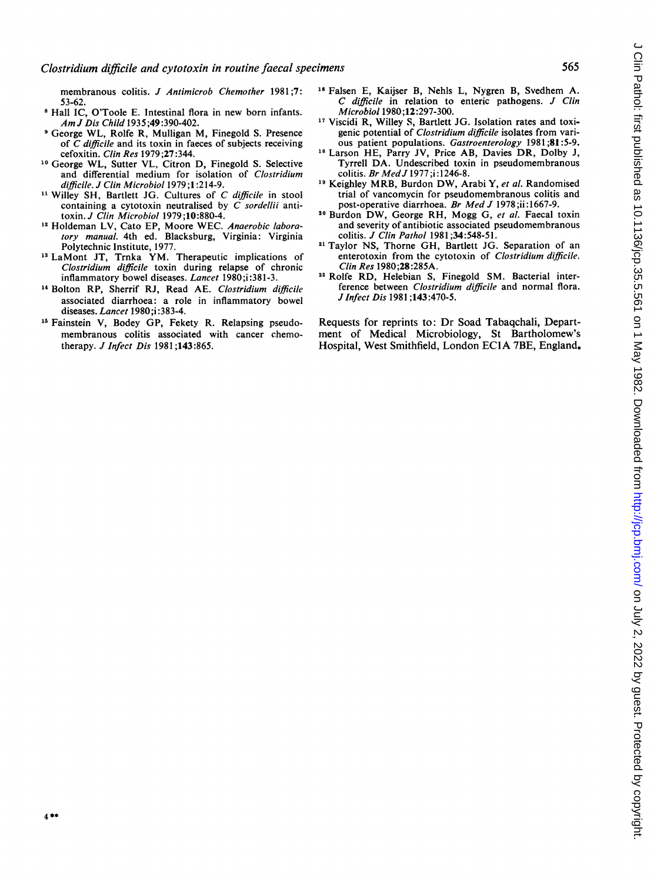membranous colitis. *J Antimicrob Chemother* 1981;**7**: 53-62.

[8] Hall IC, O'Toole E. Intestinal flora in new born infants. *Am J Dis Child* 1935;**49**:390-402.

[9] George WL, Rolfe R, Mulligan M, Finegold S. Presence of *C difficile* and its toxin in faeces of subjects receiving cefoxitin. *Clin Res* 1979;**27**:344.

[10] George WL, Sutter VL, Citron D, Finegold S. Selective and differential medium for isolation of *Clostridium difficile*. *J Clin Microbiol* 1979;**1**:214-9.

[11] Willey SH, Bartlett JG. Cultures of *C difficile* in stool containing a cytotoxin neutralised by *C sordellii* antitoxin. *J Clin Microbiol* 1979;**10**:880-4.

[12] Holdeman LV, Cato EP, Moore WEC. *Anaerobic laboratory manual*. 4th ed. Blacksburg, Virginia: Virginia Polytechnic Institute, 1977.

[13] LaMont JT, Trnka YM. Therapeutic implications of *Clostridium difficile* toxin during relapse of chronic inflammatory bowel diseases. *Lancet* 1980;i:381-3.

[14] Bolton RP, Sherrif RJ, Read AE. *Clostridium difficile* associated diarrhoea: a role in inflammatory bowel diseases. *Lancet* 1980;i:383-4.

[15] Fainstein V, Bodey GP, Fekety R. Relapsing pseudomembranous colitis associated with cancer chemotherapy. *J Infect Dis* 1981;**143**:865.

[16] Falsen E, Kaijser B, Nehls L, Nygren B, Svedhem A. *C difficile* in relation to enteric pathogens. *J Clin Microbiol* 1980;**12**:297-300.

[17] Viscidi R, Willey S, Bartlett JG. Isolation rates and toxigenic potential of *Clostridium difficile* isolates from various patient populations. *Gastroenterology* 1981;**81**:5-9.

[18] Larson HE, Parry JV, Price AB, Davies DR, Dolby J, Tyrrell DA. Undescribed toxin in pseudomembranous colitis. *Br Med J* 1977;i:1246-8.

[19] Keighley MRB, Burdon DW, Arabi Y, *et al*. Randomised trial of vancomycin for pseudomembranous colitis and post-operative diarrhoea. *Br Med J* 1978;ii:1667-9.

[20] Burdon DW, George RH, Mogg G, *et al*. Faecal toxin and severity of antibiotic associated pseudomembranous colitis. *J Clin Pathol* 1981;**34**:548-51.

[21] Taylor NS, Thorne GH, Bartlett JG. Separation of an enterotoxin from the cytotoxin of *Clostridium difficile*. *Clin Res* 1980;**28**:285A.

[22] Rolfe RD, Helebian S, Finegold SM. Bacterial interference between *Clostridium difficile* and normal flora. *J Infect Dis* 1981;**143**:470-5.

Requests for reprints to: Dr Soad Tabaqchali, Department of Medical Microbiology, St Bartholomew's Hospital, West Smithfield, London EC1A 7BE, England.